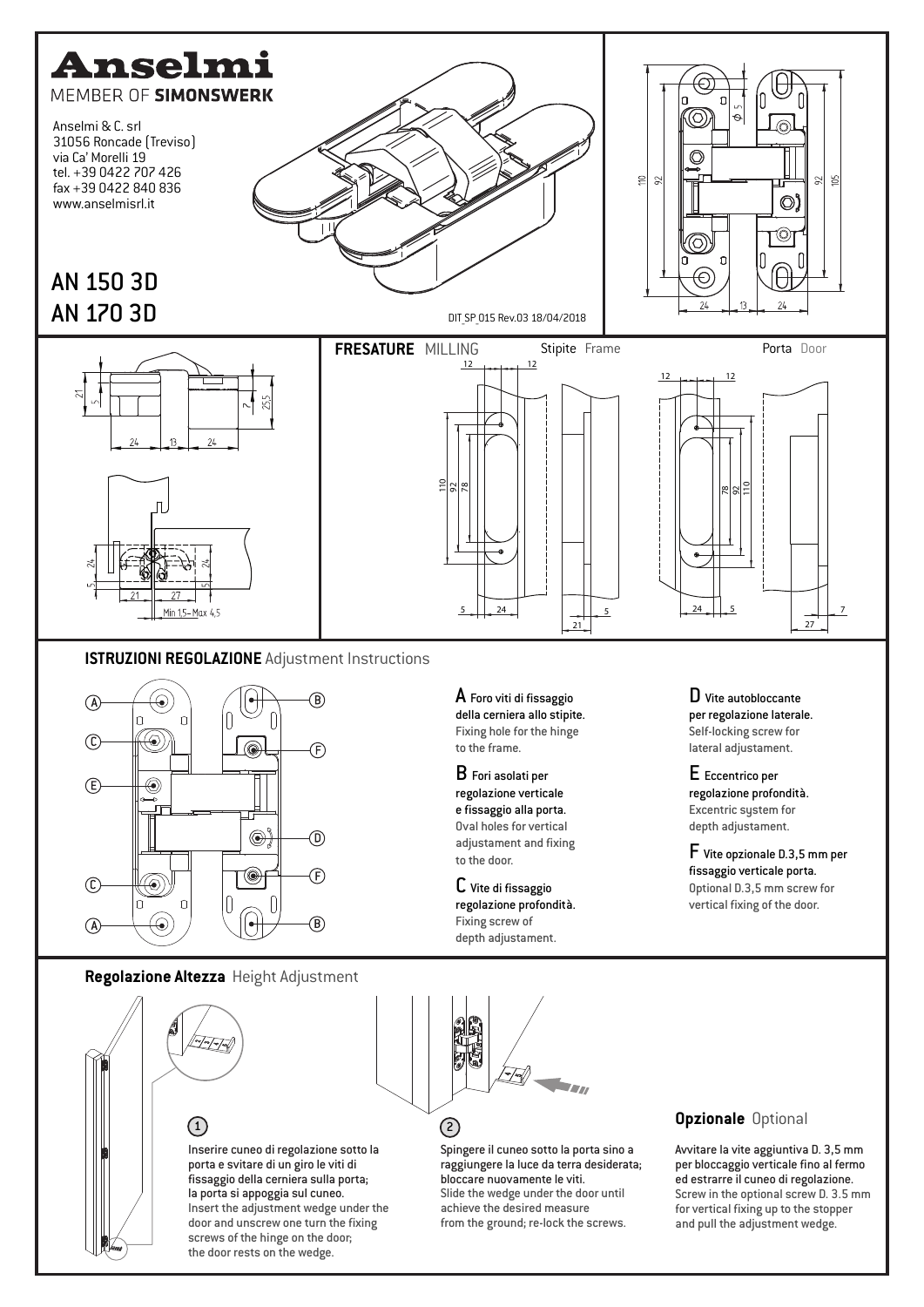# Anselmi

MEMBER OF **SIMONSWERK**

Anselmi & C. srl
31056 Roncade (Treviso)
via Ca' Morelli 19
tel. +39 0422 707 426
fax +39 0422 840 836
www.anselmisrl.it

## AN 150 3D
## AN 170 3D

DIT SP 015 Rev.03 18/04/2018

**FRESATURE** MILLING

Stipite Frame

Porta Door

Min 1,5 – Max 4,5

## ISTRUZIONI REGOLAZIONE Adjustment Instructions

**A** Foro viti di fissaggio della cerniera allo stipite.
Fixing hole for the hinge to the frame.

**B** Fori asolati per regolazione verticale e fissaggio alla porta.
Oval holes for vertical adjustament and fixing to the door.

**C** Vite di fissaggio regolazione profondità.
Fixing screw of depth adjustament.

**D** Vite autobloccante per regolazione laterale.
Self-locking screw for lateral adjustament.

**E** Eccentrico per regolazione profondità.
Excentric system for depth adjustament.

**F** Vite opzionale D.3,5 mm per fissaggio verticale porta.
Optional D.3,5 mm screw for vertical fixing of the door.

## Regolazione Altezza Height Adjustment

1. Inserire cuneo di regolazione sotto la porta e svitare di un giro le viti di fissaggio della cerniera sulla porta; la porta si appoggia sul cuneo.
Insert the adjustment wedge under the door and unscrew one turn the fixing screws of the hinge on the door; the door rests on the wedge.

2. Spingere il cuneo sotto la porta sino a raggiungere la luce da terra desiderata; bloccare nuovamente le viti.
Slide the wedge under the door until achieve the desired measure from the ground; re-lock the screws.

### Opzionale Optional

Avvitare la vite aggiuntiva D. 3,5 mm per bloccaggio verticale fino al fermo ed estrarre il cuneo di regolazione.
Screw in the optional screw D. 3.5 mm for vertical fixing up to the stopper and pull the adjustment wedge.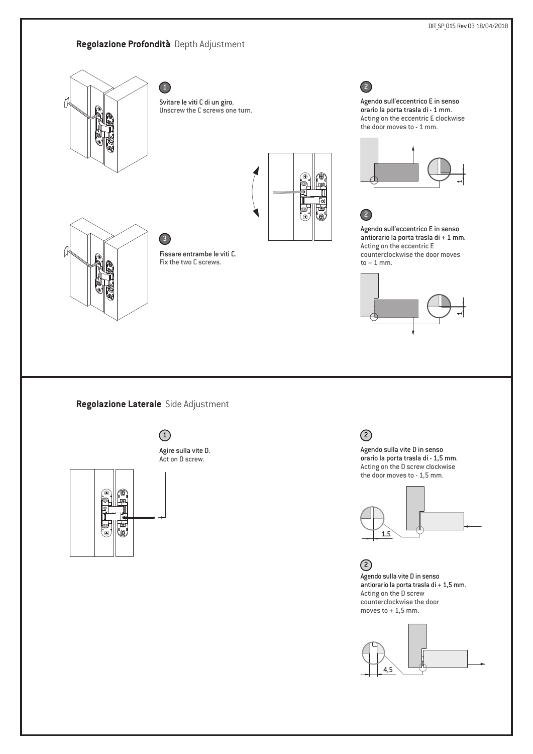## Regolazione Profondità Depth Adjustment

1

Svitare le viti C di un giro.
Unscrew the C screws one turn.

2

Agendo sull'eccentrico E in senso orario la porta trasla di - 1 mm.
Acting on the eccentric E clockwise the door moves to - 1 mm.

1

2

Agendo sull'eccentrico E in senso antiorario la porta trasla di + 1 mm.
Acting on the eccentric E counterclockwise the door moves to + 1 mm.

1

3

Fissare entrambe le viti C.
Fix the two C screws.

## Regolazione Laterale Side Adjustment

1

Agire sulla vite D.
Act on D screw.

2

Agendo sulla vite D in senso orario la porta trasla di - 1,5 mm.
Acting on the D screw clockwise the door moves to - 1,5 mm.

1,5

2

Agendo sulla vite D in senso antiorario la porta trasla di + 1,5 mm.
Acting on the D screw counterclockwise the door moves to + 1,5 mm.

4,5